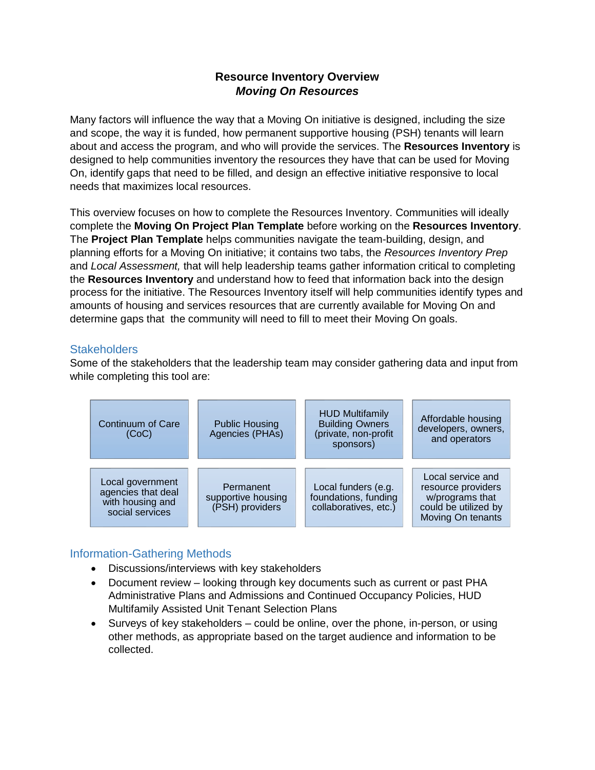# Resource Inventory Overview
## *Moving On Resources*

Many factors will influence the way that a Moving On initiative is designed, including the size and scope, the way it is funded, how permanent supportive housing (PSH) tenants will learn about and access the program, and who will provide the services. The **Resources Inventory** is designed to help communities inventory the resources they have that can be used for Moving On, identify gaps that need to be filled, and design an effective initiative responsive to local needs that maximizes local resources.

This overview focuses on how to complete the Resources Inventory. Communities will ideally complete the **Moving On Project Plan Template** before working on the **Resources Inventory**. The **Project Plan Template** helps communities navigate the team-building, design, and planning efforts for a Moving On initiative; it contains two tabs, the *Resources Inventory Prep* and *Local Assessment,* that will help leadership teams gather information critical to completing the **Resources Inventory** and understand how to feed that information back into the design process for the initiative. The Resources Inventory itself will help communities identify types and amounts of housing and services resources that are currently available for Moving On and determine gaps that the community will need to fill to meet their Moving On goals.

### Stakeholders

Some of the stakeholders that the leadership team may consider gathering data and input from while completing this tool are:

| | | | |
|---|---|---|---|
| Continuum of Care (CoC) | Public Housing Agencies (PHAs) | HUD Multifamily Building Owners (private, non-profit sponsors) | Affordable housing developers, owners, and operators |
| Local government agencies that deal with housing and social services | Permanent supportive housing (PSH) providers | Local funders (e.g. foundations, funding collaboratives, etc.) | Local service and resource providers w/programs that could be utilized by Moving On tenants |

### Information-Gathering Methods

- Discussions/interviews with key stakeholders
- Document review – looking through key documents such as current or past PHA Administrative Plans and Admissions and Continued Occupancy Policies, HUD Multifamily Assisted Unit Tenant Selection Plans
- Surveys of key stakeholders – could be online, over the phone, in-person, or using other methods, as appropriate based on the target audience and information to be collected.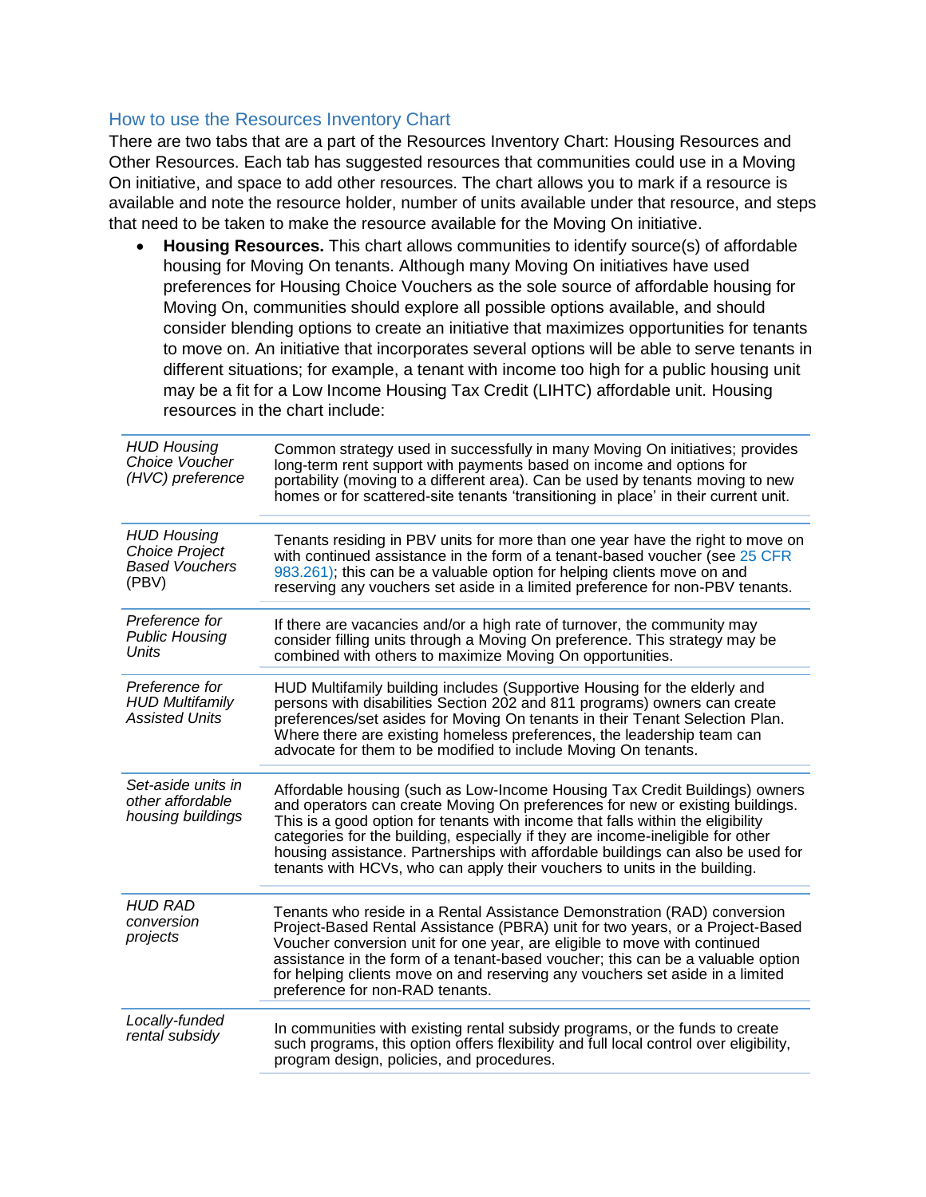## How to use the Resources Inventory Chart

There are two tabs that are a part of the Resources Inventory Chart: Housing Resources and Other Resources. Each tab has suggested resources that communities could use in a Moving On initiative, and space to add other resources. The chart allows you to mark if a resource is available and note the resource holder, number of units available under that resource, and steps that need to be taken to make the resource available for the Moving On initiative.

- **Housing Resources.** This chart allows communities to identify source(s) of affordable housing for Moving On tenants. Although many Moving On initiatives have used preferences for Housing Choice Vouchers as the sole source of affordable housing for Moving On, communities should explore all possible options available, and should consider blending options to create an initiative that maximizes opportunities for tenants to move on. An initiative that incorporates several options will be able to serve tenants in different situations; for example, a tenant with income too high for a public housing unit may be a fit for a Low Income Housing Tax Credit (LIHTC) affordable unit. Housing resources in the chart include:

| | |
|---|---|
| *HUD Housing Choice Voucher (HVC) preference* | Common strategy used in successfully in many Moving On initiatives; provides long-term rent support with payments based on income and options for portability (moving to a different area). Can be used by tenants moving to new homes or for scattered-site tenants 'transitioning in place' in their current unit. |
| *HUD Housing Choice Project Based Vouchers* (PBV) | Tenants residing in PBV units for more than one year have the right to move on with continued assistance in the form of a tenant-based voucher (see 25 CFR 983.261); this can be a valuable option for helping clients move on and reserving any vouchers set aside in a limited preference for non-PBV tenants. |
| *Preference for Public Housing Units* | If there are vacancies and/or a high rate of turnover, the community may consider filling units through a Moving On preference. This strategy may be combined with others to maximize Moving On opportunities. |
| *Preference for HUD Multifamily Assisted Units* | HUD Multifamily building includes (Supportive Housing for the elderly and persons with disabilities Section 202 and 811 programs) owners can create preferences/set asides for Moving On tenants in their Tenant Selection Plan. Where there are existing homeless preferences, the leadership team can advocate for them to be modified to include Moving On tenants. |
| *Set-aside units in other affordable housing buildings* | Affordable housing (such as Low-Income Housing Tax Credit Buildings) owners and operators can create Moving On preferences for new or existing buildings. This is a good option for tenants with income that falls within the eligibility categories for the building, especially if they are income-ineligible for other housing assistance. Partnerships with affordable buildings can also be used for tenants with HCVs, who can apply their vouchers to units in the building. |
| *HUD RAD conversion projects* | Tenants who reside in a Rental Assistance Demonstration (RAD) conversion Project-Based Rental Assistance (PBRA) unit for two years, or a Project-Based Voucher conversion unit for one year, are eligible to move with continued assistance in the form of a tenant-based voucher; this can be a valuable option for helping clients move on and reserving any vouchers set aside in a limited preference for non-RAD tenants. |
| *Locally-funded rental subsidy* | In communities with existing rental subsidy programs, or the funds to create such programs, this option offers flexibility and full local control over eligibility, program design, policies, and procedures. |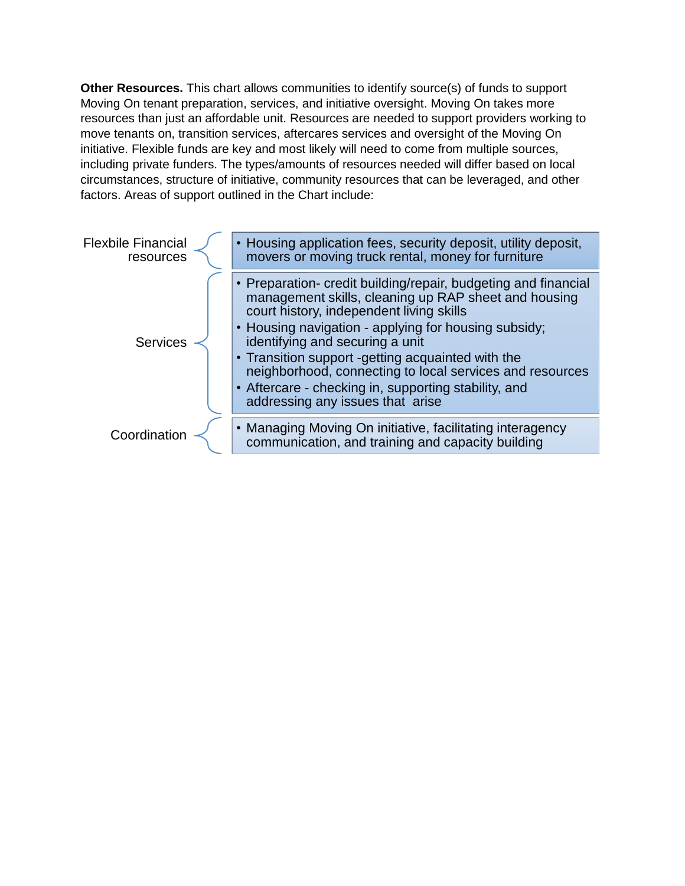**Other Resources.** This chart allows communities to identify source(s) of funds to support Moving On tenant preparation, services, and initiative oversight. Moving On takes more resources than just an affordable unit. Resources are needed to support providers working to move tenants on, transition services, aftercares services and oversight of the Moving On initiative. Flexible funds are key and most likely will need to come from multiple sources, including private funders. The types/amounts of resources needed will differ based on local circumstances, structure of initiative, community resources that can be leveraged, and other factors. Areas of support outlined in the Chart include:

Flexbile Financial resources

- Housing application fees, security deposit, utility deposit, movers or moving truck rental, money for furniture

Services

- Preparation- credit building/repair, budgeting and financial management skills, cleaning up RAP sheet and housing court history, independent living skills
- Housing navigation - applying for housing subsidy; identifying and securing a unit
- Transition support -getting acquainted with the neighborhood, connecting to local services and resources
- Aftercare - checking in, supporting stability, and addressing any issues that arise

Coordination

- Managing Moving On initiative, facilitating interagency communication, and training and capacity building